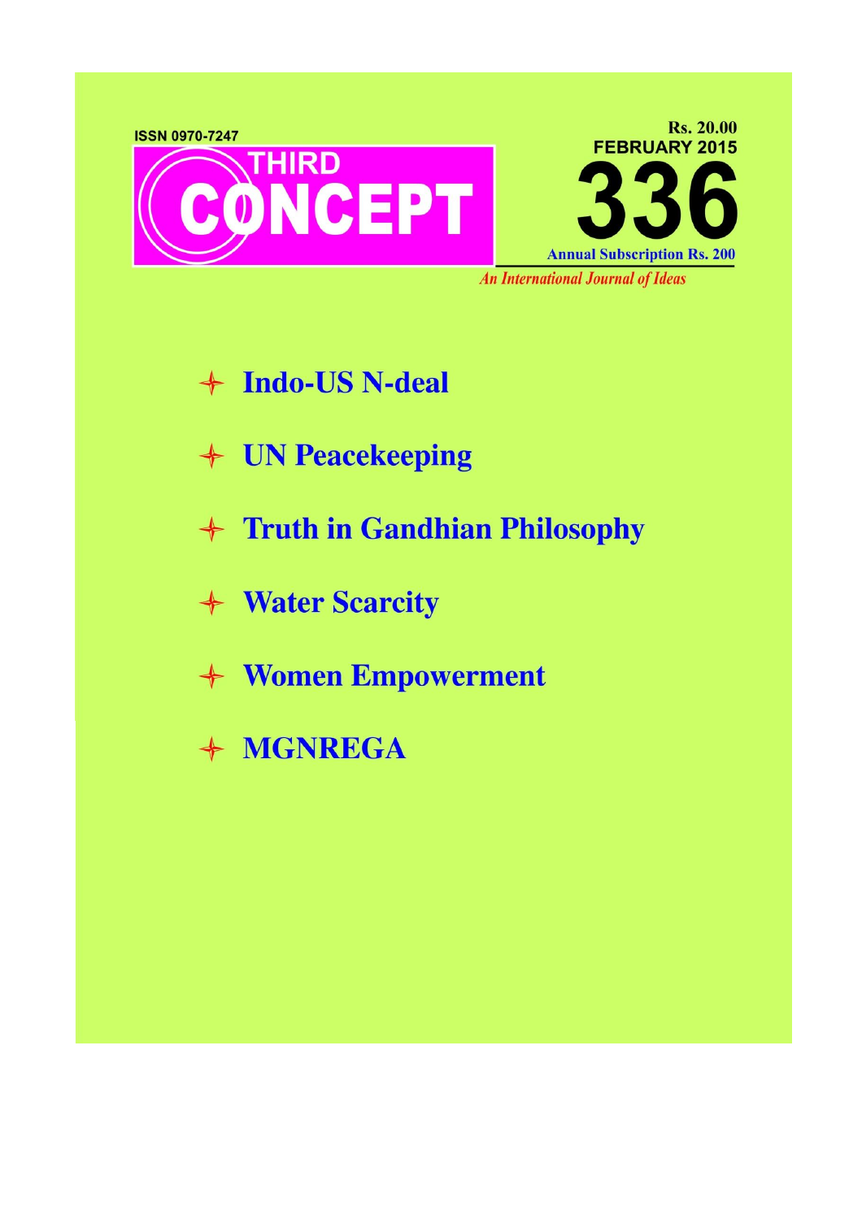ISSN 0970-7247

# THIRD CONCEPT

Rs. 20.00

FEBRUARY 2015

**336**

Annual Subscription Rs. 200

*An International Journal of Ideas*

- **Indo-US N-deal**
- **UN Peacekeeping**
- **Truth in Gandhian Philosophy**
- **Water Scarcity**
- **Women Empowerment**
- **MGNREGA**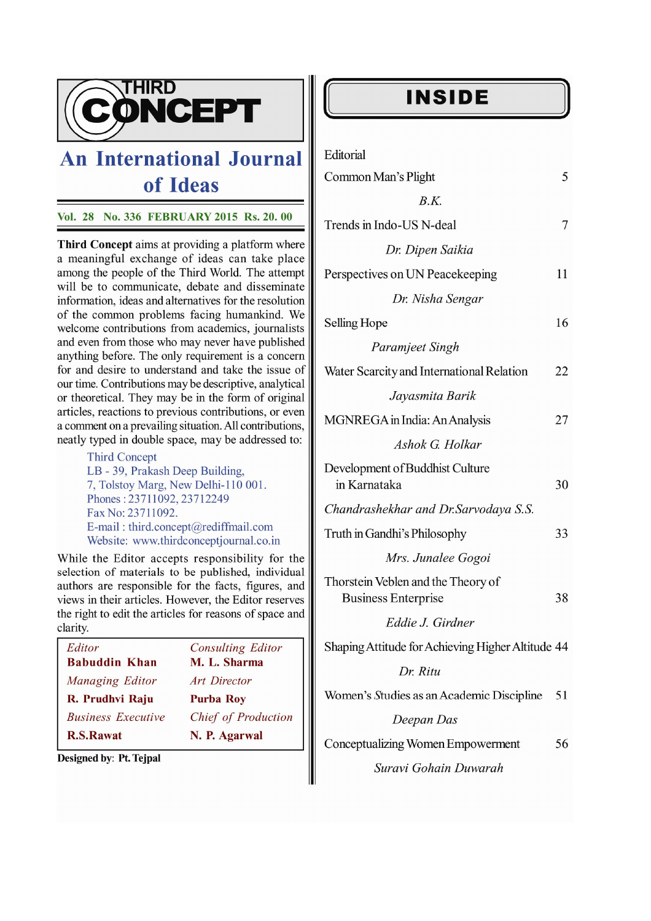# THIRD CONCEPT

## An International Journal of Ideas

**Vol. 28 No. 336 FEBRUARY 2015 Rs. 20. 00**

**Third Concept** aims at providing a platform where a meaningful exchange of ideas can take place among the people of the Third World. The attempt will be to communicate, debate and disseminate information, ideas and alternatives for the resolution of the common problems facing humankind. We welcome contributions from academics, journalists and even from those who may never have published anything before. The only requirement is a concern for and desire to understand and take the issue of our time. Contributions may be descriptive, analytical or theoretical. They may be in the form of original articles, reactions to previous contributions, or even a comment on a prevailing situation. All contributions, neatly typed in double space, may be addressed to:

Third Concept
LB - 39, Prakash Deep Building,
7, Tolstoy Marg, New Delhi-110 001.
Phones : 23711092, 23712249
Fax No: 23711092.
E-mail : third.concept@rediffmail.com
Website: www.thirdconceptjournal.co.in

While the Editor accepts responsibility for the selection of materials to be published, individual authors are responsible for the facts, figures, and views in their articles. However, the Editor reserves the right to edit the articles for reasons of space and clarity.

| | |
|---|---|
| *Editor* | *Consulting Editor* |
| **Babuddin Khan** | **M. L. Sharma** |
| *Managing Editor* | *Art Director* |
| **R. Prudhvi Raju** | **Purba Roy** |
| *Business Executive* | *Chief of Production* |
| **R.S.Rawat** | **N. P. Agarwal** |

**Designed by**: **Pt. Tejpal**

## INSIDE

| | |
|---|---|
| Editorial | |
| Common Man's Plight<br>*B.K.* | 5 |
| Trends in Indo-US N-deal<br>*Dr. Dipen Saikia* | 7 |
| Perspectives on UN Peacekeeping<br>*Dr. Nisha Sengar* | 11 |
| Selling Hope<br>*Paramjeet Singh* | 16 |
| Water Scarcity and International Relation<br>*Jayasmita Barik* | 22 |
| MGNREGA in India: An Analysis<br>*Ashok G. Holkar* | 27 |
| Development of Buddhist Culture in Karnataka<br>*Chandrashekhar and Dr.Sarvodaya S.S.* | 30 |
| Truth in Gandhi's Philosophy<br>*Mrs. Junalee Gogoi* | 33 |
| Thorstein Veblen and the Theory of Business Enterprise<br>*Eddie J. Girdner* | 38 |
| Shaping Attitude for Achieving Higher Altitude<br>*Dr. Ritu* | 44 |
| Women's Studies as an Academic Discipline<br>*Deepan Das* | 51 |
| Conceptualizing Women Empowerment<br>*Suravi Gohain Duwarah* | 56 |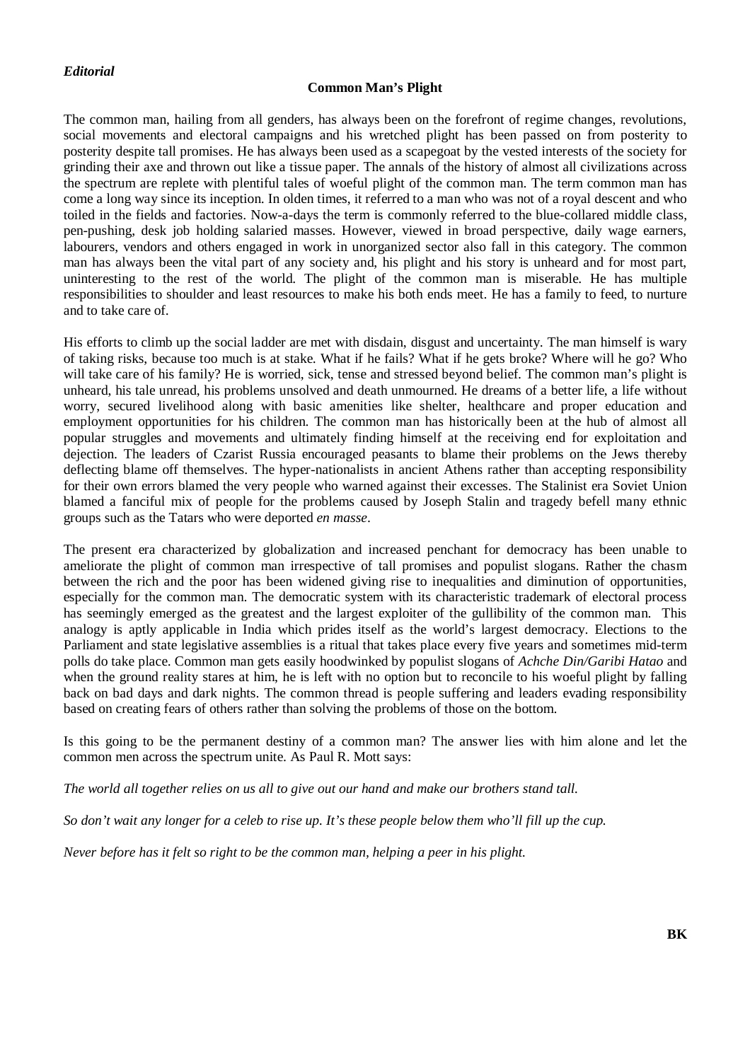*Editorial*

**Common Man's Plight**

The common man, hailing from all genders, has always been on the forefront of regime changes, revolutions, social movements and electoral campaigns and his wretched plight has been passed on from posterity to posterity despite tall promises. He has always been used as a scapegoat by the vested interests of the society for grinding their axe and thrown out like a tissue paper. The annals of the history of almost all civilizations across the spectrum are replete with plentiful tales of woeful plight of the common man. The term common man has come a long way since its inception. In olden times, it referred to a man who was not of a royal descent and who toiled in the fields and factories. Now-a-days the term is commonly referred to the blue-collared middle class, pen-pushing, desk job holding salaried masses. However, viewed in broad perspective, daily wage earners, labourers, vendors and others engaged in work in unorganized sector also fall in this category. The common man has always been the vital part of any society and, his plight and his story is unheard and for most part, uninteresting to the rest of the world. The plight of the common man is miserable. He has multiple responsibilities to shoulder and least resources to make his both ends meet. He has a family to feed, to nurture and to take care of.

His efforts to climb up the social ladder are met with disdain, disgust and uncertainty. The man himself is wary of taking risks, because too much is at stake. What if he fails? What if he gets broke? Where will he go? Who will take care of his family? He is worried, sick, tense and stressed beyond belief. The common man's plight is unheard, his tale unread, his problems unsolved and death unmourned. He dreams of a better life, a life without worry, secured livelihood along with basic amenities like shelter, healthcare and proper education and employment opportunities for his children. The common man has historically been at the hub of almost all popular struggles and movements and ultimately finding himself at the receiving end for exploitation and dejection. The leaders of Czarist Russia encouraged peasants to blame their problems on the Jews thereby deflecting blame off themselves. The hyper-nationalists in ancient Athens rather than accepting responsibility for their own errors blamed the very people who warned against their excesses. The Stalinist era Soviet Union blamed a fanciful mix of people for the problems caused by Joseph Stalin and tragedy befell many ethnic groups such as the Tatars who were deported *en masse*.

The present era characterized by globalization and increased penchant for democracy has been unable to ameliorate the plight of common man irrespective of tall promises and populist slogans. Rather the chasm between the rich and the poor has been widened giving rise to inequalities and diminution of opportunities, especially for the common man. The democratic system with its characteristic trademark of electoral process has seemingly emerged as the greatest and the largest exploiter of the gullibility of the common man. This analogy is aptly applicable in India which prides itself as the world's largest democracy. Elections to the Parliament and state legislative assemblies is a ritual that takes place every five years and sometimes mid-term polls do take place. Common man gets easily hoodwinked by populist slogans of *Achche Din/Garibi Hatao* and when the ground reality stares at him, he is left with no option but to reconcile to his woeful plight by falling back on bad days and dark nights. The common thread is people suffering and leaders evading responsibility based on creating fears of others rather than solving the problems of those on the bottom.

Is this going to be the permanent destiny of a common man? The answer lies with him alone and let the common men across the spectrum unite. As Paul R. Mott says:

*The world all together relies on us all to give out our hand and make our brothers stand tall.*

*So don't wait any longer for a celeb to rise up. It's these people below them who'll fill up the cup.*

*Never before has it felt so right to be the common man, helping a peer in his plight.*

**BK**